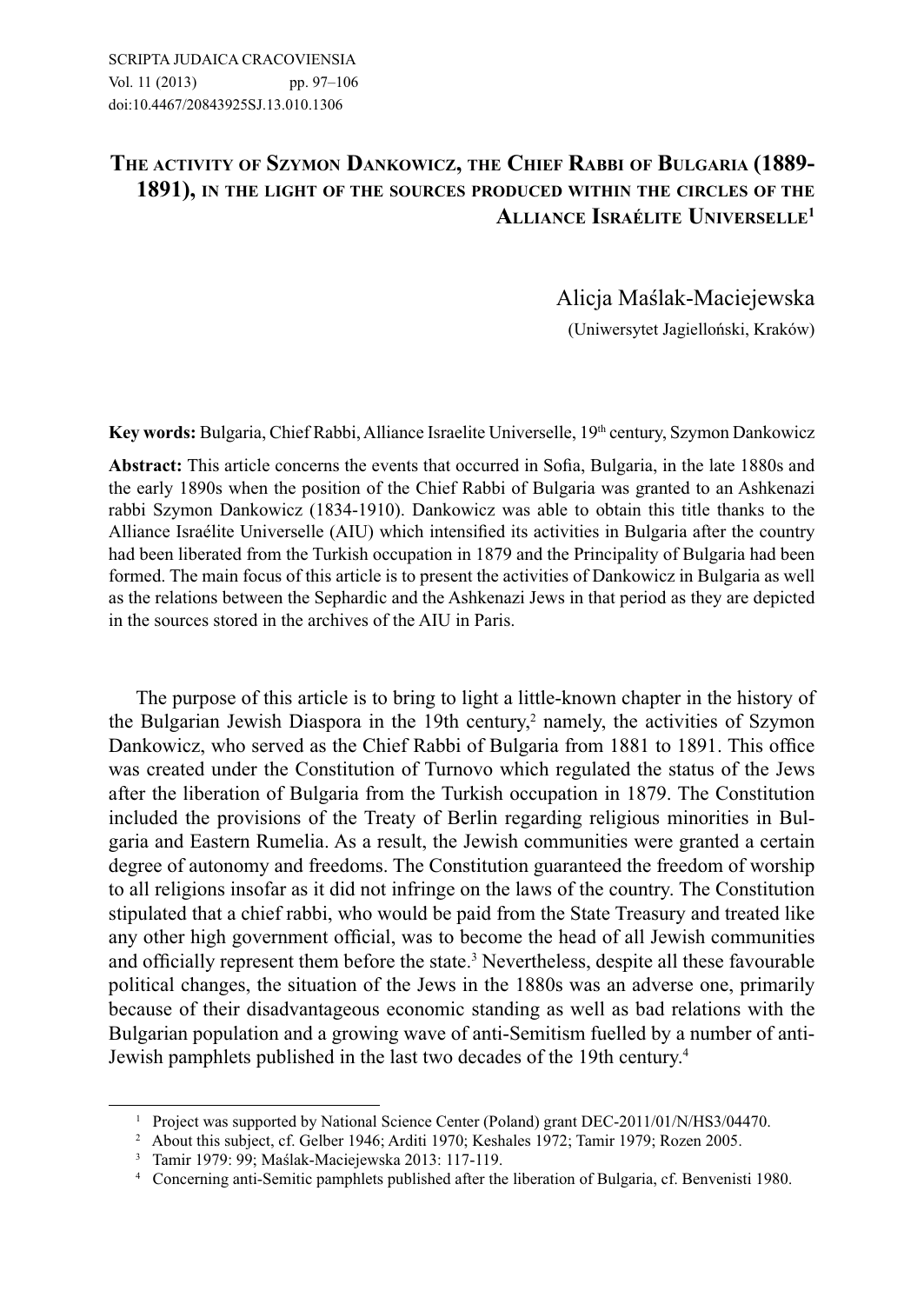# The activity of Szymon Dankowicz, the Chief Rabbi of Bulgaria (1889-1891), in the light of the sources produced within the circles of the Alliance Israélite Universelle[1]

Alicja Maślak-Maciejewska
(Uniwersytet Jagielloński, Kraków)

**Key words:** Bulgaria, Chief Rabbi, Alliance Israelite Universelle, 19th century, Szymon Dankowicz

**Abstract:** This article concerns the events that occurred in Sofia, Bulgaria, in the late 1880s and the early 1890s when the position of the Chief Rabbi of Bulgaria was granted to an Ashkenazi rabbi Szymon Dankowicz (1834-1910). Dankowicz was able to obtain this title thanks to the Alliance Israélite Universelle (AIU) which intensified its activities in Bulgaria after the country had been liberated from the Turkish occupation in 1879 and the Principality of Bulgaria had been formed. The main focus of this article is to present the activities of Dankowicz in Bulgaria as well as the relations between the Sephardic and the Ashkenazi Jews in that period as they are depicted in the sources stored in the archives of the AIU in Paris.

The purpose of this article is to bring to light a little-known chapter in the history of the Bulgarian Jewish Diaspora in the 19th century,[2] namely, the activities of Szymon Dankowicz, who served as the Chief Rabbi of Bulgaria from 1881 to 1891. This office was created under the Constitution of Turnovo which regulated the status of the Jews after the liberation of Bulgaria from the Turkish occupation in 1879. The Constitution included the provisions of the Treaty of Berlin regarding religious minorities in Bulgaria and Eastern Rumelia. As a result, the Jewish communities were granted a certain degree of autonomy and freedoms. The Constitution guaranteed the freedom of worship to all religions insofar as it did not infringe on the laws of the country. The Constitution stipulated that a chief rabbi, who would be paid from the State Treasury and treated like any other high government official, was to become the head of all Jewish communities and officially represent them before the state.[3] Nevertheless, despite all these favourable political changes, the situation of the Jews in the 1880s was an adverse one, primarily because of their disadvantageous economic standing as well as bad relations with the Bulgarian population and a growing wave of anti-Semitism fuelled by a number of anti-Jewish pamphlets published in the last two decades of the 19th century.[4]

---

[1] Project was supported by National Science Center (Poland) grant DEC-2011/01/N/HS3/04470.

[2] About this subject, cf. Gelber 1946; Arditi 1970; Keshales 1972; Tamir 1979; Rozen 2005.

[3] Tamir 1979: 99; Maślak-Maciejewska 2013: 117-119.

[4] Concerning anti-Semitic pamphlets published after the liberation of Bulgaria, cf. Benvenisti 1980.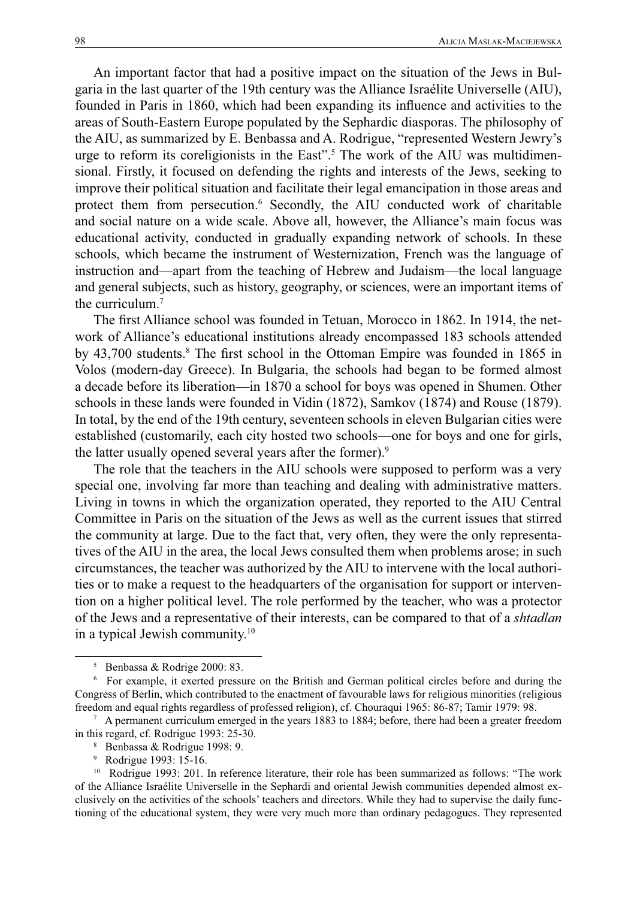An important factor that had a positive impact on the situation of the Jews in Bulgaria in the last quarter of the 19th century was the Alliance Israélite Universelle (AIU), founded in Paris in 1860, which had been expanding its influence and activities to the areas of South-Eastern Europe populated by the Sephardic diasporas. The philosophy of the AIU, as summarized by E. Benbassa and A. Rodrigue, "represented Western Jewry's urge to reform its coreligionists in the East".[5] The work of the AIU was multidimensional. Firstly, it focused on defending the rights and interests of the Jews, seeking to improve their political situation and facilitate their legal emancipation in those areas and protect them from persecution.[6] Secondly, the AIU conducted work of charitable and social nature on a wide scale. Above all, however, the Alliance's main focus was educational activity, conducted in gradually expanding network of schools. In these schools, which became the instrument of Westernization, French was the language of instruction and—apart from the teaching of Hebrew and Judaism—the local language and general subjects, such as history, geography, or sciences, were an important items of the curriculum.[7]

The first Alliance school was founded in Tetuan, Morocco in 1862. In 1914, the network of Alliance's educational institutions already encompassed 183 schools attended by 43,700 students.[8] The first school in the Ottoman Empire was founded in 1865 in Volos (modern-day Greece). In Bulgaria, the schools had began to be formed almost a decade before its liberation—in 1870 a school for boys was opened in Shumen. Other schools in these lands were founded in Vidin (1872), Samkov (1874) and Rouse (1879). In total, by the end of the 19th century, seventeen schools in eleven Bulgarian cities were established (customarily, each city hosted two schools—one for boys and one for girls, the latter usually opened several years after the former).[9]

The role that the teachers in the AIU schools were supposed to perform was a very special one, involving far more than teaching and dealing with administrative matters. Living in towns in which the organization operated, they reported to the AIU Central Committee in Paris on the situation of the Jews as well as the current issues that stirred the community at large. Due to the fact that, very often, they were the only representatives of the AIU in the area, the local Jews consulted them when problems arose; in such circumstances, the teacher was authorized by the AIU to intervene with the local authorities or to make a request to the headquarters of the organisation for support or intervention on a higher political level. The role performed by the teacher, who was a protector of the Jews and a representative of their interests, can be compared to that of a *shtadlan* in a typical Jewish community.[10]

---

[5] Benbassa & Rodrige 2000: 83.

[6] For example, it exerted pressure on the British and German political circles before and during the Congress of Berlin, which contributed to the enactment of favourable laws for religious minorities (religious freedom and equal rights regardless of professed religion), cf. Chouraqui 1965: 86-87; Tamir 1979: 98.

[7] A permanent curriculum emerged in the years 1883 to 1884; before, there had been a greater freedom in this regard, cf. Rodrigue 1993: 25-30.

[8] Benbassa & Rodrigue 1998: 9.

[9] Rodrigue 1993: 15-16.

[10] Rodrigue 1993: 201. In reference literature, their role has been summarized as follows: "The work of the Alliance Israélite Universelle in the Sephardi and oriental Jewish communities depended almost exclusively on the activities of the schools' teachers and directors. While they had to supervise the daily functioning of the educational system, they were very much more than ordinary pedagogues. They represented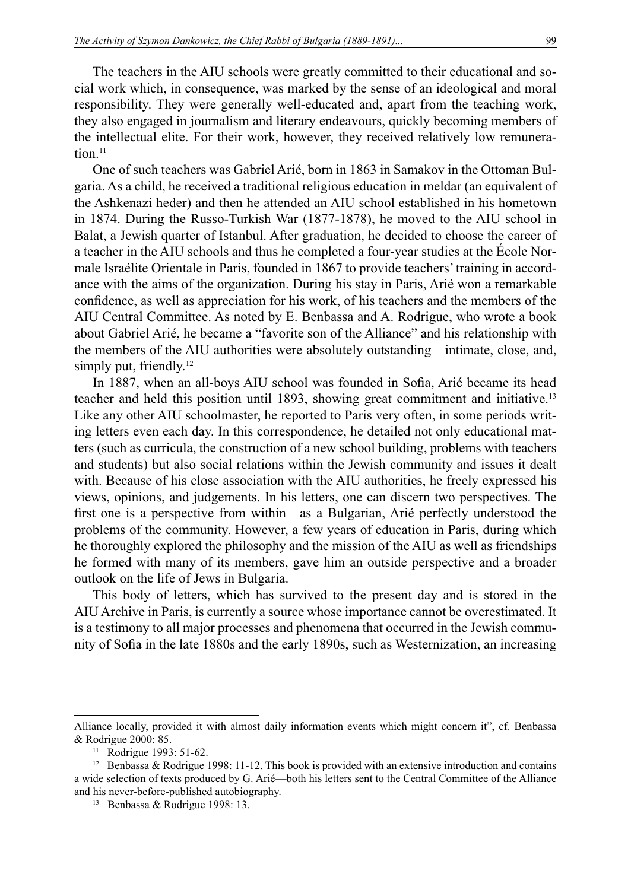The teachers in the AIU schools were greatly committed to their educational and social work which, in consequence, was marked by the sense of an ideological and moral responsibility. They were generally well-educated and, apart from the teaching work, they also engaged in journalism and literary endeavours, quickly becoming members of the intellectual elite. For their work, however, they received relatively low remuneration.[11]

One of such teachers was Gabriel Arié, born in 1863 in Samakov in the Ottoman Bulgaria. As a child, he received a traditional religious education in meldar (an equivalent of the Ashkenazi heder) and then he attended an AIU school established in his hometown in 1874. During the Russo-Turkish War (1877-1878), he moved to the AIU school in Balat, a Jewish quarter of Istanbul. After graduation, he decided to choose the career of a teacher in the AIU schools and thus he completed a four-year studies at the École Normale Israélite Orientale in Paris, founded in 1867 to provide teachers' training in accordance with the aims of the organization. During his stay in Paris, Arié won a remarkable confidence, as well as appreciation for his work, of his teachers and the members of the AIU Central Committee. As noted by E. Benbassa and A. Rodrigue, who wrote a book about Gabriel Arié, he became a "favorite son of the Alliance" and his relationship with the members of the AIU authorities were absolutely outstanding—intimate, close, and, simply put, friendly.[12]

In 1887, when an all-boys AIU school was founded in Sofia, Arié became its head teacher and held this position until 1893, showing great commitment and initiative.[13] Like any other AIU schoolmaster, he reported to Paris very often, in some periods writing letters even each day. In this correspondence, he detailed not only educational matters (such as curricula, the construction of a new school building, problems with teachers and students) but also social relations within the Jewish community and issues it dealt with. Because of his close association with the AIU authorities, he freely expressed his views, opinions, and judgements. In his letters, one can discern two perspectives. The first one is a perspective from within—as a Bulgarian, Arié perfectly understood the problems of the community. However, a few years of education in Paris, during which he thoroughly explored the philosophy and the mission of the AIU as well as friendships he formed with many of its members, gave him an outside perspective and a broader outlook on the life of Jews in Bulgaria.

This body of letters, which has survived to the present day and is stored in the AIU Archive in Paris, is currently a source whose importance cannot be overestimated. It is a testimony to all major processes and phenomena that occurred in the Jewish community of Sofia in the late 1880s and the early 1890s, such as Westernization, an increasing

---

Alliance locally, provided it with almost daily information events which might concern it", cf. Benbassa & Rodrigue 2000: 85.

[11] Rodrigue 1993: 51-62.

[12] Benbassa & Rodrigue 1998: 11-12. This book is provided with an extensive introduction and contains a wide selection of texts produced by G. Arié—both his letters sent to the Central Committee of the Alliance and his never-before-published autobiography.

[13] Benbassa & Rodrigue 1998: 13.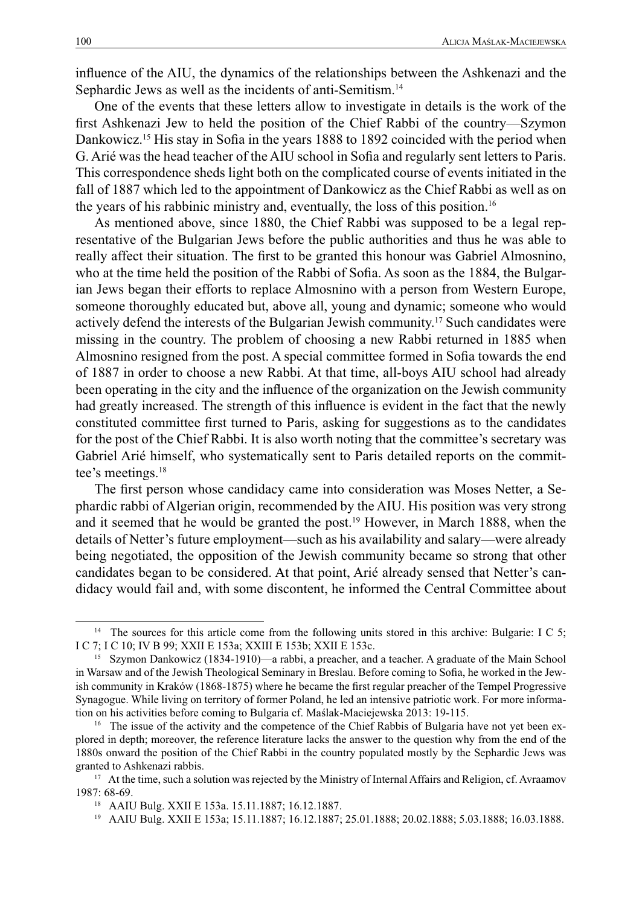influence of the AIU, the dynamics of the relationships between the Ashkenazi and the Sephardic Jews as well as the incidents of anti-Semitism.[14]

One of the events that these letters allow to investigate in details is the work of the first Ashkenazi Jew to held the position of the Chief Rabbi of the country—Szymon Dankowicz.[15] His stay in Sofia in the years 1888 to 1892 coincided with the period when G. Arié was the head teacher of the AIU school in Sofia and regularly sent letters to Paris. This correspondence sheds light both on the complicated course of events initiated in the fall of 1887 which led to the appointment of Dankowicz as the Chief Rabbi as well as on the years of his rabbinic ministry and, eventually, the loss of this position.[16]

As mentioned above, since 1880, the Chief Rabbi was supposed to be a legal representative of the Bulgarian Jews before the public authorities and thus he was able to really affect their situation. The first to be granted this honour was Gabriel Almosnino, who at the time held the position of the Rabbi of Sofia. As soon as the 1884, the Bulgarian Jews began their efforts to replace Almosnino with a person from Western Europe, someone thoroughly educated but, above all, young and dynamic; someone who would actively defend the interests of the Bulgarian Jewish community.[17] Such candidates were missing in the country. The problem of choosing a new Rabbi returned in 1885 when Almosnino resigned from the post. A special committee formed in Sofia towards the end of 1887 in order to choose a new Rabbi. At that time, all-boys AIU school had already been operating in the city and the influence of the organization on the Jewish community had greatly increased. The strength of this influence is evident in the fact that the newly constituted committee first turned to Paris, asking for suggestions as to the candidates for the post of the Chief Rabbi. It is also worth noting that the committee's secretary was Gabriel Arié himself, who systematically sent to Paris detailed reports on the committee's meetings.[18]

The first person whose candidacy came into consideration was Moses Netter, a Sephardic rabbi of Algerian origin, recommended by the AIU. His position was very strong and it seemed that he would be granted the post.[19] However, in March 1888, when the details of Netter's future employment—such as his availability and salary—were already being negotiated, the opposition of the Jewish community became so strong that other candidates began to be considered. At that point, Arié already sensed that Netter's candidacy would fail and, with some discontent, he informed the Central Committee about

---

[14] The sources for this article come from the following units stored in this archive: Bulgarie: I C 5; I C 7; I C 10; IV B 99; XXII E 153a; XXIII E 153b; XXII E 153c.

[15] Szymon Dankowicz (1834-1910)—a rabbi, a preacher, and a teacher. A graduate of the Main School in Warsaw and of the Jewish Theological Seminary in Breslau. Before coming to Sofia, he worked in the Jewish community in Kraków (1868-1875) where he became the first regular preacher of the Tempel Progressive Synagogue. While living on territory of former Poland, he led an intensive patriotic work. For more information on his activities before coming to Bulgaria cf. Maślak-Maciejewska 2013: 19-115.

[16] The issue of the activity and the competence of the Chief Rabbis of Bulgaria have not yet been explored in depth; moreover, the reference literature lacks the answer to the question why from the end of the 1880s onward the position of the Chief Rabbi in the country populated mostly by the Sephardic Jews was granted to Ashkenazi rabbis.

[17] At the time, such a solution was rejected by the Ministry of Internal Affairs and Religion, cf. Avraamov 1987: 68-69.

[18] AAIU Bulg. XXII E 153a. 15.11.1887; 16.12.1887.

[19] AAIU Bulg. XXII E 153a; 15.11.1887; 16.12.1887; 25.01.1888; 20.02.1888; 5.03.1888; 16.03.1888.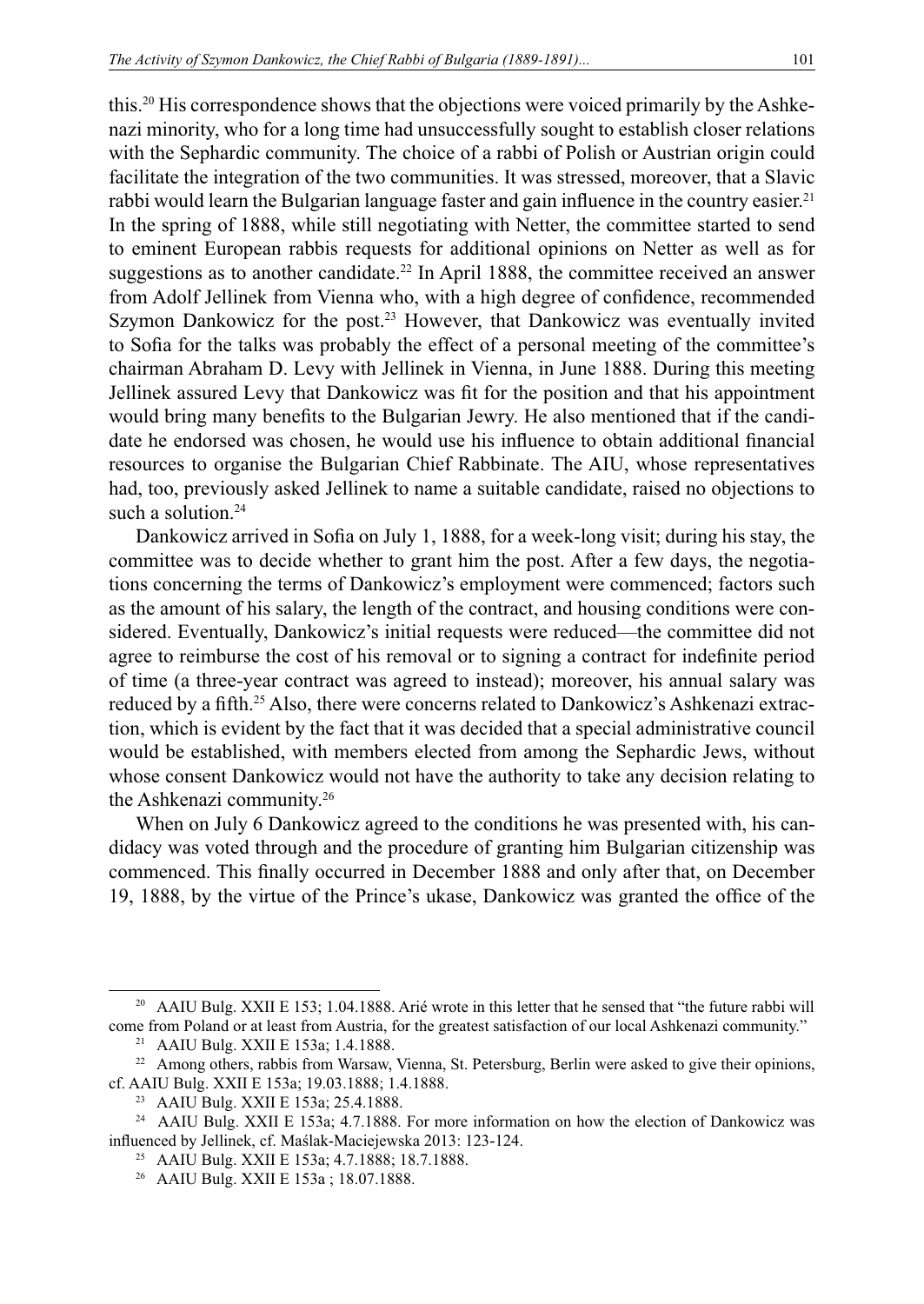this.[20] His correspondence shows that the objections were voiced primarily by the Ashkenazi minority, who for a long time had unsuccessfully sought to establish closer relations with the Sephardic community. The choice of a rabbi of Polish or Austrian origin could facilitate the integration of the two communities. It was stressed, moreover, that a Slavic rabbi would learn the Bulgarian language faster and gain influence in the country easier.[21] In the spring of 1888, while still negotiating with Netter, the committee started to send to eminent European rabbis requests for additional opinions on Netter as well as for suggestions as to another candidate.[22] In April 1888, the committee received an answer from Adolf Jellinek from Vienna who, with a high degree of confidence, recommended Szymon Dankowicz for the post.[23] However, that Dankowicz was eventually invited to Sofia for the talks was probably the effect of a personal meeting of the committee's chairman Abraham D. Levy with Jellinek in Vienna, in June 1888. During this meeting Jellinek assured Levy that Dankowicz was fit for the position and that his appointment would bring many benefits to the Bulgarian Jewry. He also mentioned that if the candidate he endorsed was chosen, he would use his influence to obtain additional financial resources to organise the Bulgarian Chief Rabbinate. The AIU, whose representatives had, too, previously asked Jellinek to name a suitable candidate, raised no objections to such a solution.[24]

Dankowicz arrived in Sofia on July 1, 1888, for a week-long visit; during his stay, the committee was to decide whether to grant him the post. After a few days, the negotiations concerning the terms of Dankowicz's employment were commenced; factors such as the amount of his salary, the length of the contract, and housing conditions were considered. Eventually, Dankowicz's initial requests were reduced—the committee did not agree to reimburse the cost of his removal or to signing a contract for indefinite period of time (a three-year contract was agreed to instead); moreover, his annual salary was reduced by a fifth.[25] Also, there were concerns related to Dankowicz's Ashkenazi extraction, which is evident by the fact that it was decided that a special administrative council would be established, with members elected from among the Sephardic Jews, without whose consent Dankowicz would not have the authority to take any decision relating to the Ashkenazi community.[26]

When on July 6 Dankowicz agreed to the conditions he was presented with, his candidacy was voted through and the procedure of granting him Bulgarian citizenship was commenced. This finally occurred in December 1888 and only after that, on December 19, 1888, by the virtue of the Prince's ukase, Dankowicz was granted the office of the

---

[20] AAIU Bulg. XXII E 153; 1.04.1888. Arié wrote in this letter that he sensed that "the future rabbi will come from Poland or at least from Austria, for the greatest satisfaction of our local Ashkenazi community."

[21] AAIU Bulg. XXII E 153a; 1.4.1888.

[22] Among others, rabbis from Warsaw, Vienna, St. Petersburg, Berlin were asked to give their opinions, cf. AAIU Bulg. XXII E 153a; 19.03.1888; 1.4.1888.

[23] AAIU Bulg. XXII E 153a; 25.4.1888.

[24] AAIU Bulg. XXII E 153a; 4.7.1888. For more information on how the election of Dankowicz was influenced by Jellinek, cf. Maślak-Maciejewska 2013: 123-124.

[25] AAIU Bulg. XXII E 153a; 4.7.1888; 18.7.1888.

[26] AAIU Bulg. XXII E 153a ; 18.07.1888.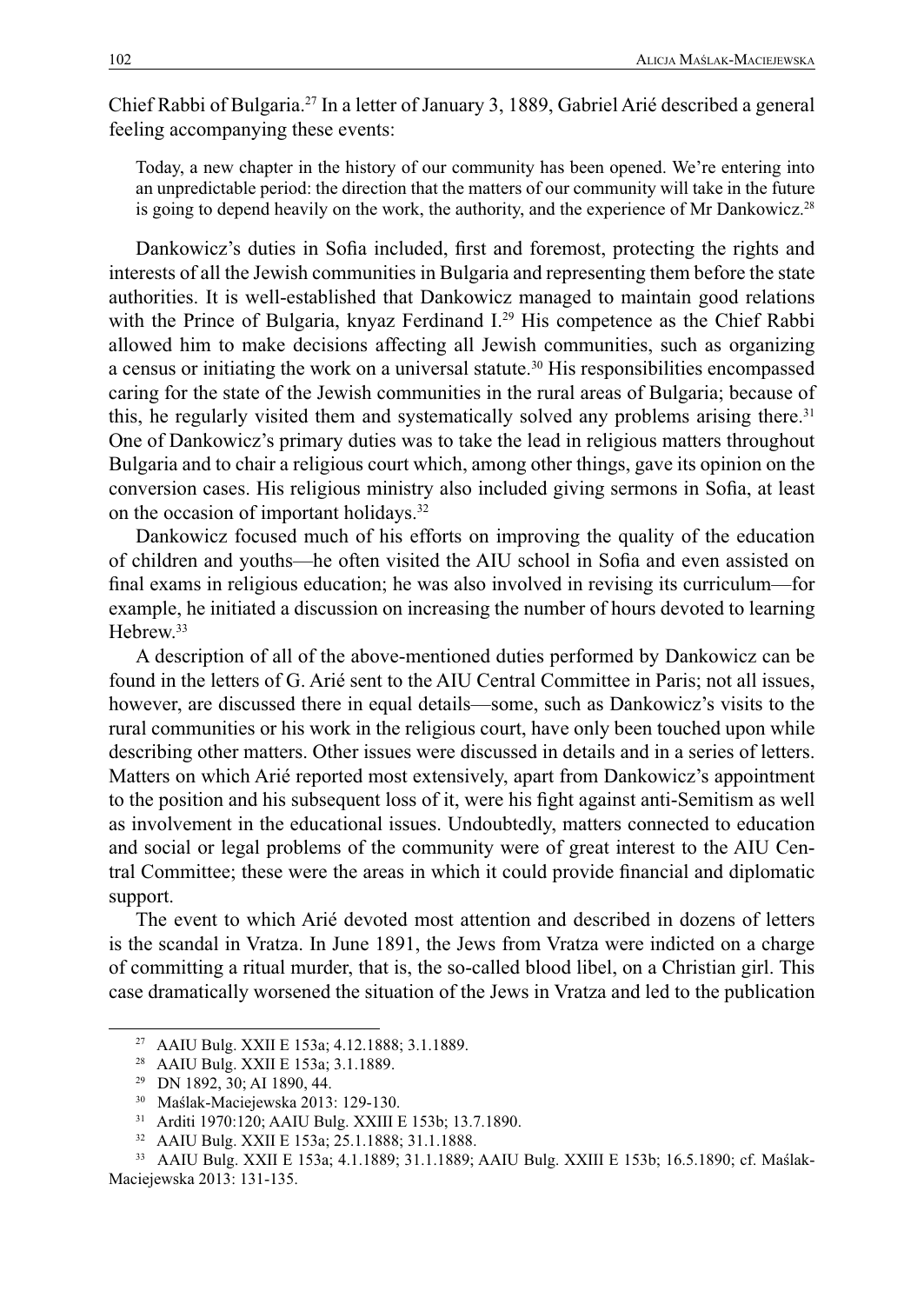Chief Rabbi of Bulgaria.[27] In a letter of January 3, 1889, Gabriel Arié described a general feeling accompanying these events:

> Today, a new chapter in the history of our community has been opened. We're entering into an unpredictable period: the direction that the matters of our community will take in the future is going to depend heavily on the work, the authority, and the experience of Mr Dankowicz.[28]

Dankowicz's duties in Sofia included, first and foremost, protecting the rights and interests of all the Jewish communities in Bulgaria and representing them before the state authorities. It is well-established that Dankowicz managed to maintain good relations with the Prince of Bulgaria, knyaz Ferdinand I.[29] His competence as the Chief Rabbi allowed him to make decisions affecting all Jewish communities, such as organizing a census or initiating the work on a universal statute.[30] His responsibilities encompassed caring for the state of the Jewish communities in the rural areas of Bulgaria; because of this, he regularly visited them and systematically solved any problems arising there.[31] One of Dankowicz's primary duties was to take the lead in religious matters throughout Bulgaria and to chair a religious court which, among other things, gave its opinion on the conversion cases. His religious ministry also included giving sermons in Sofia, at least on the occasion of important holidays.[32]

Dankowicz focused much of his efforts on improving the quality of the education of children and youths—he often visited the AIU school in Sofia and even assisted on final exams in religious education; he was also involved in revising its curriculum—for example, he initiated a discussion on increasing the number of hours devoted to learning Hebrew.[33]

A description of all of the above-mentioned duties performed by Dankowicz can be found in the letters of G. Arié sent to the AIU Central Committee in Paris; not all issues, however, are discussed there in equal details—some, such as Dankowicz's visits to the rural communities or his work in the religious court, have only been touched upon while describing other matters. Other issues were discussed in details and in a series of letters. Matters on which Arié reported most extensively, apart from Dankowicz's appointment to the position and his subsequent loss of it, were his fight against anti-Semitism as well as involvement in the educational issues. Undoubtedly, matters connected to education and social or legal problems of the community were of great interest to the AIU Central Committee; these were the areas in which it could provide financial and diplomatic support.

The event to which Arié devoted most attention and described in dozens of letters is the scandal in Vratza. In June 1891, the Jews from Vratza were indicted on a charge of committing a ritual murder, that is, the so-called blood libel, on a Christian girl. This case dramatically worsened the situation of the Jews in Vratza and led to the publication

---

[27] AAIU Bulg. XXII E 153a; 4.12.1888; 3.1.1889.

[28] AAIU Bulg. XXII E 153a; 3.1.1889.

[29] DN 1892, 30; AI 1890, 44.

[30] Maślak-Maciejewska 2013: 129-130.

[31] Arditi 1970:120; AAIU Bulg. XXIII E 153b; 13.7.1890.

[32] AAIU Bulg. XXII E 153a; 25.1.1888; 31.1.1888.

[33] AAIU Bulg. XXII E 153a; 4.1.1889; 31.1.1889; AAIU Bulg. XXIII E 153b; 16.5.1890; cf. Maślak-Maciejewska 2013: 131-135.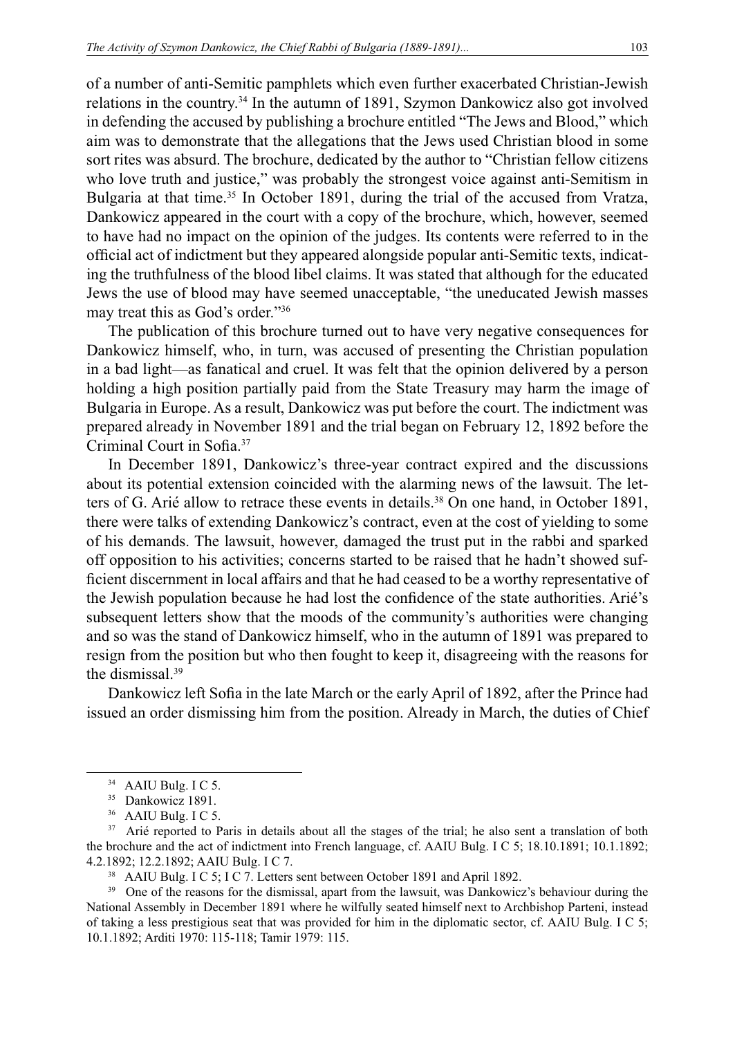of a number of anti-Semitic pamphlets which even further exacerbated Christian-Jewish relations in the country.[34] In the autumn of 1891, Szymon Dankowicz also got involved in defending the accused by publishing a brochure entitled "The Jews and Blood," which aim was to demonstrate that the allegations that the Jews used Christian blood in some sort rites was absurd. The brochure, dedicated by the author to "Christian fellow citizens who love truth and justice," was probably the strongest voice against anti-Semitism in Bulgaria at that time.[35] In October 1891, during the trial of the accused from Vratza, Dankowicz appeared in the court with a copy of the brochure, which, however, seemed to have had no impact on the opinion of the judges. Its contents were referred to in the official act of indictment but they appeared alongside popular anti-Semitic texts, indicating the truthfulness of the blood libel claims. It was stated that although for the educated Jews the use of blood may have seemed unacceptable, "the uneducated Jewish masses may treat this as God's order."[36]

The publication of this brochure turned out to have very negative consequences for Dankowicz himself, who, in turn, was accused of presenting the Christian population in a bad light—as fanatical and cruel. It was felt that the opinion delivered by a person holding a high position partially paid from the State Treasury may harm the image of Bulgaria in Europe. As a result, Dankowicz was put before the court. The indictment was prepared already in November 1891 and the trial began on February 12, 1892 before the Criminal Court in Sofia.[37]

In December 1891, Dankowicz's three-year contract expired and the discussions about its potential extension coincided with the alarming news of the lawsuit. The letters of G. Arié allow to retrace these events in details.[38] On one hand, in October 1891, there were talks of extending Dankowicz's contract, even at the cost of yielding to some of his demands. The lawsuit, however, damaged the trust put in the rabbi and sparked off opposition to his activities; concerns started to be raised that he hadn't showed sufficient discernment in local affairs and that he had ceased to be a worthy representative of the Jewish population because he had lost the confidence of the state authorities. Arié's subsequent letters show that the moods of the community's authorities were changing and so was the stand of Dankowicz himself, who in the autumn of 1891 was prepared to resign from the position but who then fought to keep it, disagreeing with the reasons for the dismissal.[39]

Dankowicz left Sofia in the late March or the early April of 1892, after the Prince had issued an order dismissing him from the position. Already in March, the duties of Chief

---

[34] AAIU Bulg. I C 5.

[35] Dankowicz 1891.

[36] AAIU Bulg. I C 5.

[37] Arié reported to Paris in details about all the stages of the trial; he also sent a translation of both the brochure and the act of indictment into French language, cf. AAIU Bulg. I C 5; 18.10.1891; 10.1.1892; 4.2.1892; 12.2.1892; AAIU Bulg. I C 7.

[38] AAIU Bulg. I C 5; I C 7. Letters sent between October 1891 and April 1892.

[39] One of the reasons for the dismissal, apart from the lawsuit, was Dankowicz's behaviour during the National Assembly in December 1891 where he wilfully seated himself next to Archbishop Parteni, instead of taking a less prestigious seat that was provided for him in the diplomatic sector, cf. AAIU Bulg. I C 5; 10.1.1892; Arditi 1970: 115-118; Tamir 1979: 115.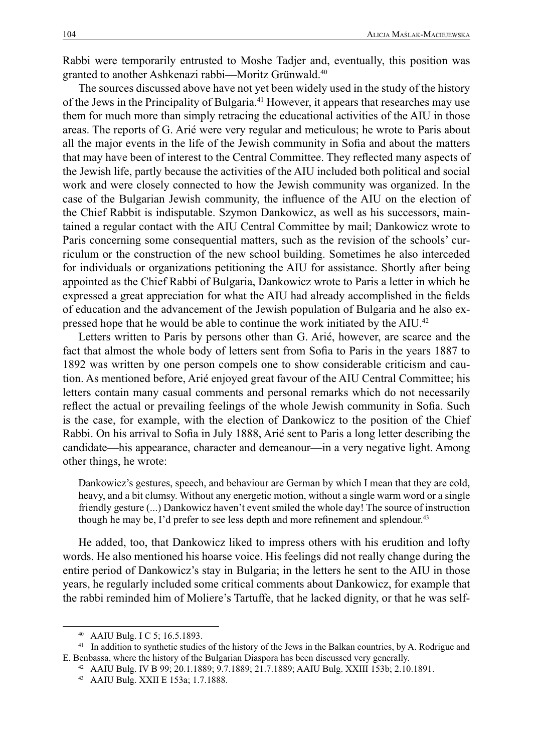Rabbi were temporarily entrusted to Moshe Tadjer and, eventually, this position was granted to another Ashkenazi rabbi—Moritz Grünwald.[40]

The sources discussed above have not yet been widely used in the study of the history of the Jews in the Principality of Bulgaria.[41] However, it appears that researches may use them for much more than simply retracing the educational activities of the AIU in those areas. The reports of G. Arié were very regular and meticulous; he wrote to Paris about all the major events in the life of the Jewish community in Sofia and about the matters that may have been of interest to the Central Committee. They reflected many aspects of the Jewish life, partly because the activities of the AIU included both political and social work and were closely connected to how the Jewish community was organized. In the case of the Bulgarian Jewish community, the influence of the AIU on the election of the Chief Rabbit is indisputable. Szymon Dankowicz, as well as his successors, maintained a regular contact with the AIU Central Committee by mail; Dankowicz wrote to Paris concerning some consequential matters, such as the revision of the schools' curriculum or the construction of the new school building. Sometimes he also interceded for individuals or organizations petitioning the AIU for assistance. Shortly after being appointed as the Chief Rabbi of Bulgaria, Dankowicz wrote to Paris a letter in which he expressed a great appreciation for what the AIU had already accomplished in the fields of education and the advancement of the Jewish population of Bulgaria and he also expressed hope that he would be able to continue the work initiated by the AIU.[42]

Letters written to Paris by persons other than G. Arié, however, are scarce and the fact that almost the whole body of letters sent from Sofia to Paris in the years 1887 to 1892 was written by one person compels one to show considerable criticism and caution. As mentioned before, Arié enjoyed great favour of the AIU Central Committee; his letters contain many casual comments and personal remarks which do not necessarily reflect the actual or prevailing feelings of the whole Jewish community in Sofia. Such is the case, for example, with the election of Dankowicz to the position of the Chief Rabbi. On his arrival to Sofia in July 1888, Arié sent to Paris a long letter describing the candidate—his appearance, character and demeanour—in a very negative light. Among other things, he wrote:

> Dankowicz's gestures, speech, and behaviour are German by which I mean that they are cold, heavy, and a bit clumsy. Without any energetic motion, without a single warm word or a single friendly gesture (...) Dankowicz haven't event smiled the whole day! The source of instruction though he may be, I'd prefer to see less depth and more refinement and splendour.[43]

He added, too, that Dankowicz liked to impress others with his erudition and lofty words. He also mentioned his hoarse voice. His feelings did not really change during the entire period of Dankowicz's stay in Bulgaria; in the letters he sent to the AIU in those years, he regularly included some critical comments about Dankowicz, for example that the rabbi reminded him of Moliere's Tartuffe, that he lacked dignity, or that he was self-

---

[40] AAIU Bulg. I C 5; 16.5.1893.

[41] In addition to synthetic studies of the history of the Jews in the Balkan countries, by A. Rodrigue and E. Benbassa, where the history of the Bulgarian Diaspora has been discussed very generally.

[42] AAIU Bulg. IV B 99; 20.1.1889; 9.7.1889; 21.7.1889; AAIU Bulg. XXIII 153b; 2.10.1891.

[43] AAIU Bulg. XXII E 153a; 1.7.1888.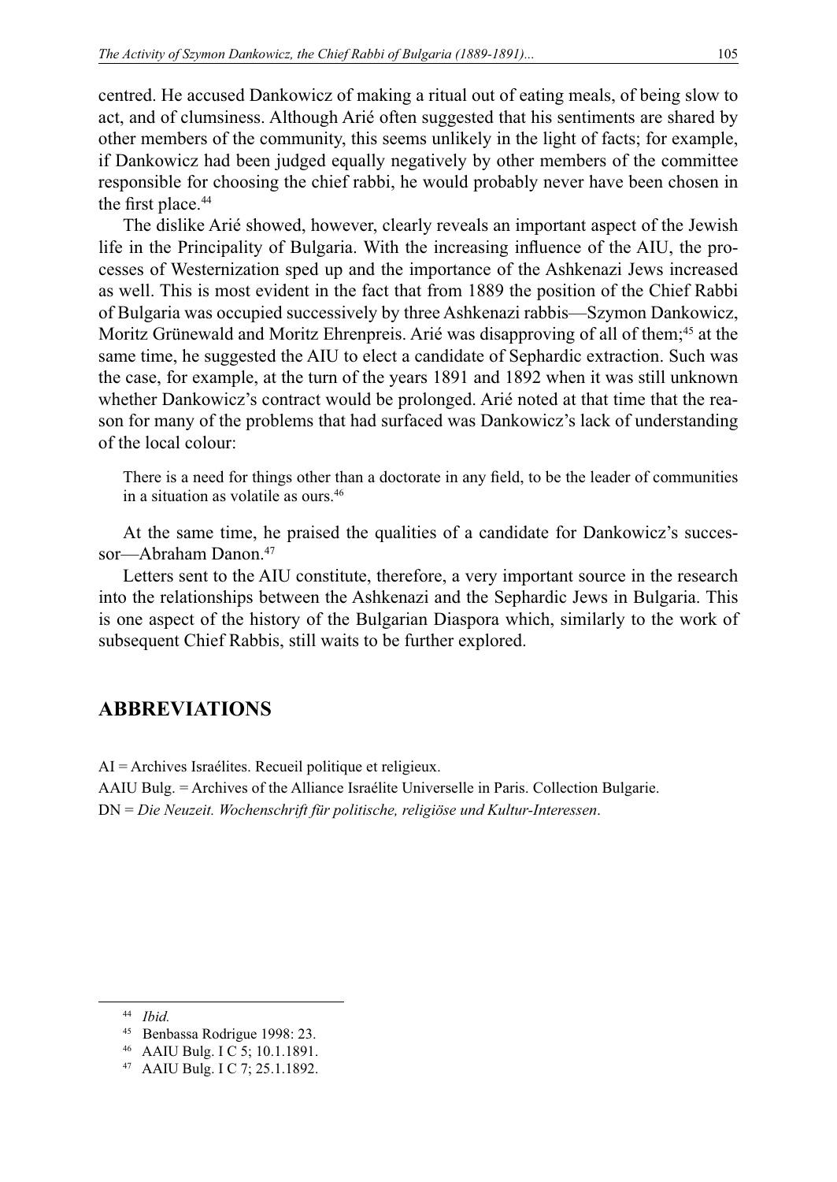centred. He accused Dankowicz of making a ritual out of eating meals, of being slow to act, and of clumsiness. Although Arié often suggested that his sentiments are shared by other members of the community, this seems unlikely in the light of facts; for example, if Dankowicz had been judged equally negatively by other members of the committee responsible for choosing the chief rabbi, he would probably never have been chosen in the first place.[44]

The dislike Arié showed, however, clearly reveals an important aspect of the Jewish life in the Principality of Bulgaria. With the increasing influence of the AIU, the processes of Westernization sped up and the importance of the Ashkenazi Jews increased as well. This is most evident in the fact that from 1889 the position of the Chief Rabbi of Bulgaria was occupied successively by three Ashkenazi rabbis—Szymon Dankowicz, Moritz Grünewald and Moritz Ehrenpreis. Arié was disapproving of all of them;[45] at the same time, he suggested the AIU to elect a candidate of Sephardic extraction. Such was the case, for example, at the turn of the years 1891 and 1892 when it was still unknown whether Dankowicz's contract would be prolonged. Arié noted at that time that the reason for many of the problems that had surfaced was Dankowicz's lack of understanding of the local colour:

> There is a need for things other than a doctorate in any field, to be the leader of communities in a situation as volatile as ours.[46]

At the same time, he praised the qualities of a candidate for Dankowicz's successor—Abraham Danon.[47]

Letters sent to the AIU constitute, therefore, a very important source in the research into the relationships between the Ashkenazi and the Sephardic Jews in Bulgaria. This is one aspect of the history of the Bulgarian Diaspora which, similarly to the work of subsequent Chief Rabbis, still waits to be further explored.

## ABBREVIATIONS

AI = Archives Israélites. Recueil politique et religieux.

AAIU Bulg. = Archives of the Alliance Israélite Universelle in Paris. Collection Bulgarie.

DN = *Die Neuzeit. Wochenschrift für politische, religiöse und Kultur-Interessen*.

---

[44] *Ibid.*

[45] Benbassa Rodrigue 1998: 23.

[46] AAIU Bulg. I C 5; 10.1.1891.

[47] AAIU Bulg. I C 7; 25.1.1892.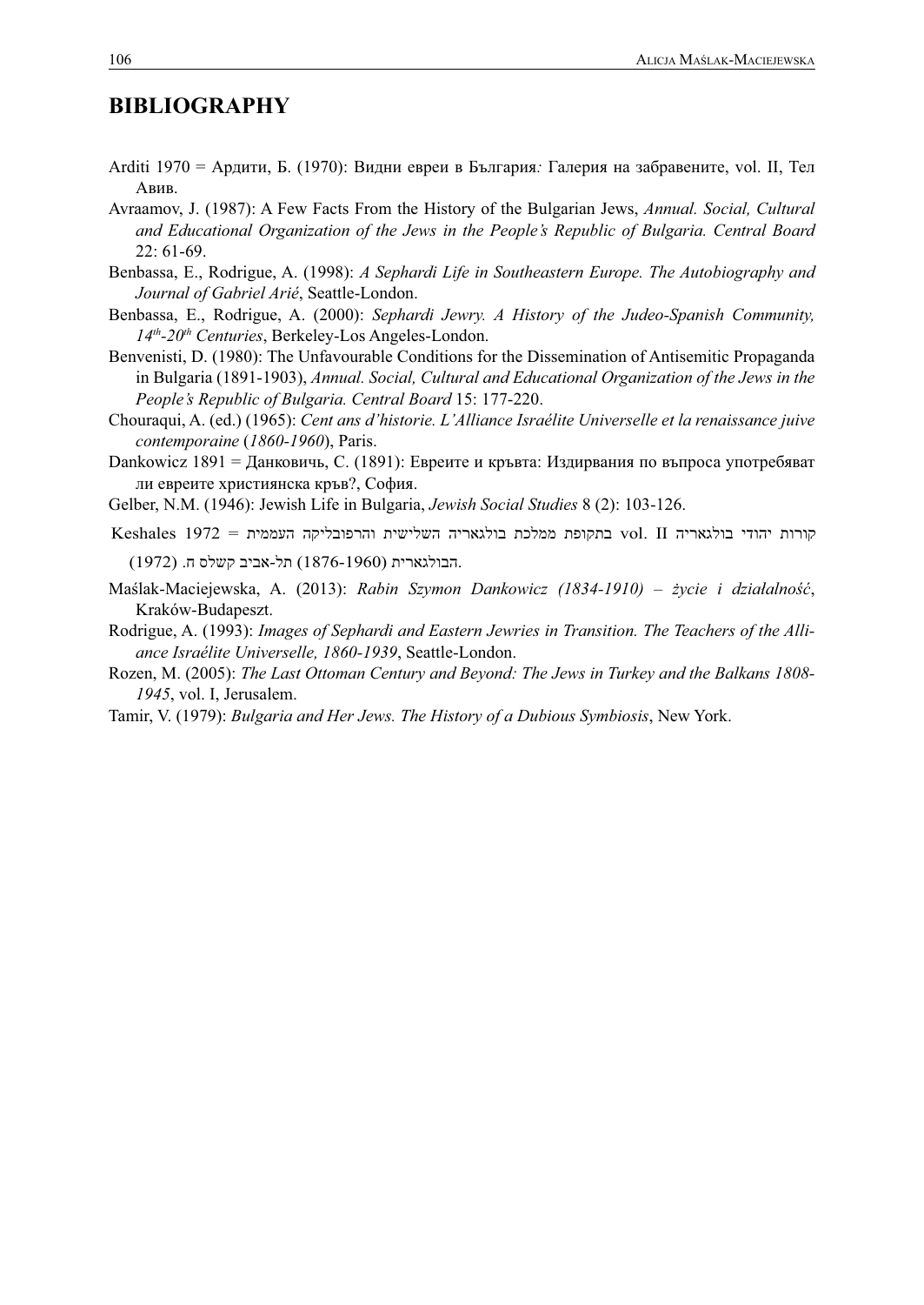# BIBLIOGRAPHY

Arditi 1970 = Ардити, Б. (1970): Видни евреи в България*:* Галерия на забравените, vol. II, Тел Авив.

Avraamov, J. (1987): A Few Facts From the History of the Bulgarian Jews, *Annual. Social, Cultural and Educational Organization of the Jews in the People's Republic of Bulgaria. Central Board* 22: 61-69.

Benbassa, E., Rodrigue, A. (1998): *A Sephardi Life in Southeastern Europe. The Autobiography and Journal of Gabriel Arié*, Seattle-London.

Benbassa, E., Rodrigue, A. (2000): *Sephardi Jewry. A History of the Judeo-Spanish Community, 14th-20th Centuries*, Berkeley-Los Angeles-London.

Benvenisti, D. (1980): The Unfavourable Conditions for the Dissemination of Antisemitic Propaganda in Bulgaria (1891-1903), *Annual. Social, Cultural and Educational Organization of the Jews in the People's Republic of Bulgaria. Central Board* 15: 177-220.

Chouraqui, A. (ed.) (1965): *Cent ans d'historie. L'Alliance Israélite Universelle et la renaissance juive contemporaine* (*1860-1960*), Paris.

Dankowicz 1891 = Данковичь, С. (1891): Евреите и кръвта: Издирвания по въпроса употребяват ли евреите християнска кръв?, София.

Gelber, N.M. (1946): Jewish Life in Bulgaria, *Jewish Social Studies* 8 (2): 103-126.

Keshales 1972 = קורות יהודי בולגאריה vol. II בתקופת ממלכת בולגאריה השלישית והרפובליקה העממית הבולגארית (1876-1960) תל-אביב קשלס ח. (1972).

Maślak-Maciejewska, A. (2013): *Rabin Szymon Dankowicz (1834-1910) – życie i działalność*, Kraków-Budapeszt.

Rodrigue, A. (1993): *Images of Sephardi and Eastern Jewries in Transition. The Teachers of the Alliance Israélite Universelle, 1860-1939*, Seattle-London.

Rozen, M. (2005): *The Last Ottoman Century and Beyond: The Jews in Turkey and the Balkans 1808-1945*, vol. I, Jerusalem.

Tamir, V. (1979): *Bulgaria and Her Jews. The History of a Dubious Symbiosis*, New York.